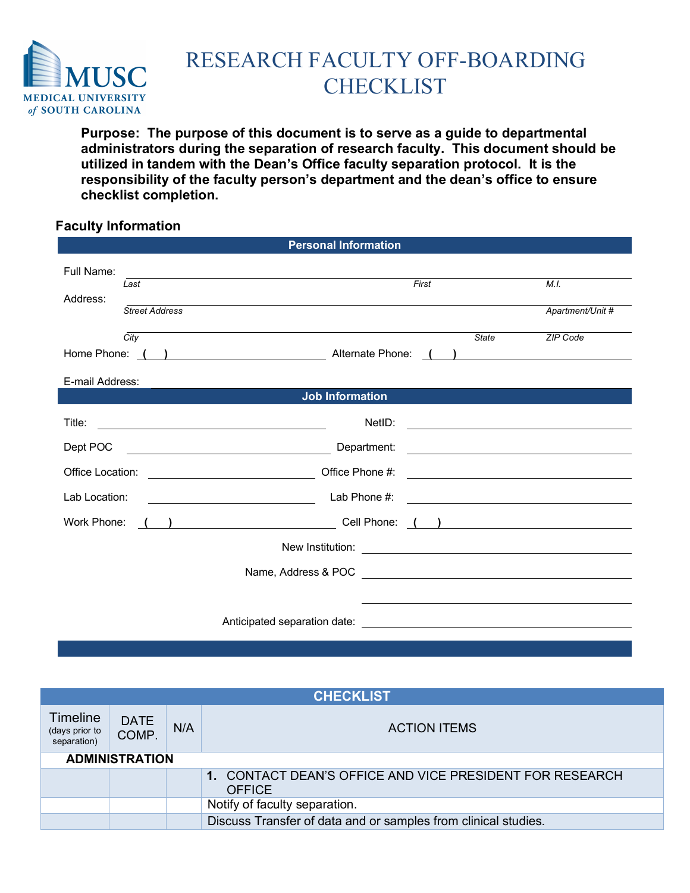# RESEARCH FACULTY OFF-BOARDING CHECKLIST

**Purpose: The purpose of this document is to serve as a guide to departmental administrators during the separation of research faculty. This document should be utilized in tandem with the Dean's Office faculty separation protocol. It is the responsibility of the faculty person's department and the dean's office to ensure checklist completion.**

## Faculty Information

### Personal Information

Full Name: ______________________________________________
*Last* *First* *M.I.*

Address: ______________________________________________
*Street Address* *Apartment/Unit #*

______________________________________________
*City* *State* *ZIP Code*

Home Phone: ( ) ____________________ Alternate Phone: ( ) ____________________

E-mail Address: ______________________________________________

### Job Information

Title: ____________________ NetID: ____________________

Dept POC ____________________ Department: ____________________

Office Location: ____________________ Office Phone #: ____________________

Lab Location: ____________________ Lab Phone #: ____________________

Work Phone: ( ) ____________________ Cell Phone: ( ) ____________________

New Institution: ____________________

Name, Address & POC ____________________

____________________

Anticipated separation date: ____________________

## CHECKLIST

| Timeline (days prior to separation) | DATE COMP. | N/A | ACTION ITEMS |
|---|---|---|---|
| **ADMINISTRATION** | | | |
| | | | **1.** CONTACT DEAN'S OFFICE AND VICE PRESIDENT FOR RESEARCH OFFICE |
| | | | Notify of faculty separation. |
| | | | Discuss Transfer of data and or samples from clinical studies. |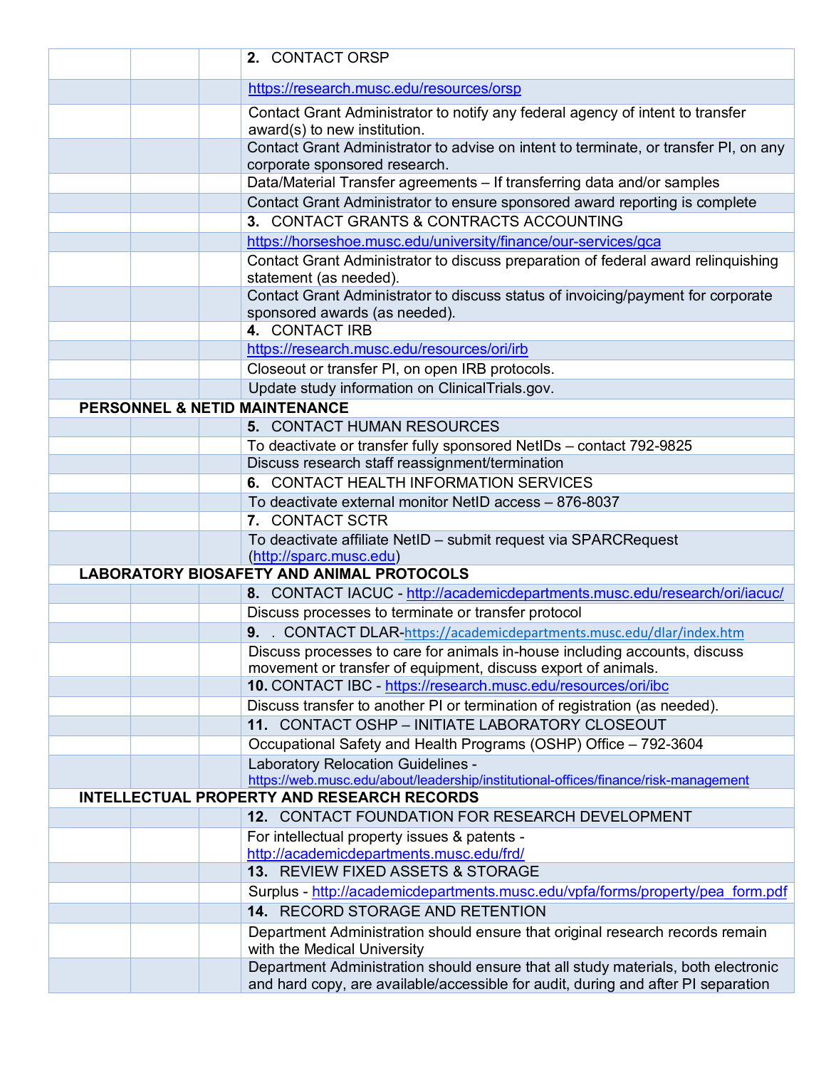| | | | |
|---|---|---|---|
| | | | **2.** CONTACT ORSP |
| | | | https://research.musc.edu/resources/orsp |
| | | | Contact Grant Administrator to notify any federal agency of intent to transfer award(s) to new institution. |
| | | | Contact Grant Administrator to advise on intent to terminate, or transfer PI, on any corporate sponsored research. |
| | | | Data/Material Transfer agreements – If transferring data and/or samples |
| | | | Contact Grant Administrator to ensure sponsored award reporting is complete |
| | | | **3.** CONTACT GRANTS & CONTRACTS ACCOUNTING |
| | | | https://horseshoe.musc.edu/university/finance/our-services/gca |
| | | | Contact Grant Administrator to discuss preparation of federal award relinquishing statement (as needed). |
| | | | Contact Grant Administrator to discuss status of invoicing/payment for corporate sponsored awards (as needed). |
| | | | **4.** CONTACT IRB |
| | | | https://research.musc.edu/resources/ori/irb |
| | | | Closeout or transfer PI, on open IRB protocols. |
| | | | Update study information on ClinicalTrials.gov. |
| **PERSONNEL & NETID MAINTENANCE** | | | |
| | | | **5.** CONTACT HUMAN RESOURCES |
| | | | To deactivate or transfer fully sponsored NetIDs – contact 792-9825 |
| | | | Discuss research staff reassignment/termination |
| | | | **6.** CONTACT HEALTH INFORMATION SERVICES |
| | | | To deactivate external monitor NetID access – 876-8037 |
| | | | **7.** CONTACT SCTR |
| | | | To deactivate affiliate NetID – submit request via SPARCRequest (http://sparc.musc.edu) |
| **LABORATORY BIOSAFETY AND ANIMAL PROTOCOLS** | | | |
| | | | **8.** CONTACT IACUC - http://academicdepartments.musc.edu/research/ori/iacuc/ |
| | | | Discuss processes to terminate or transfer protocol |
| | | | **9.** . CONTACT DLAR-https://academicdepartments.musc.edu/dlar/index.htm |
| | | | Discuss processes to care for animals in-house including accounts, discuss movement or transfer of equipment, discuss export of animals. |
| | | | **10.** CONTACT IBC - https://research.musc.edu/resources/ori/ibc |
| | | | Discuss transfer to another PI or termination of registration (as needed). |
| | | | **11.** CONTACT OSHP – INITIATE LABORATORY CLOSEOUT |
| | | | Occupational Safety and Health Programs (OSHP) Office – 792-3604 |
| | | | Laboratory Relocation Guidelines - https://web.musc.edu/about/leadership/institutional-offices/finance/risk-management |
| **INTELLECTUAL PROPERTY AND RESEARCH RECORDS** | | | |
| | | | **12.** CONTACT FOUNDATION FOR RESEARCH DEVELOPMENT |
| | | | For intellectual property issues & patents - http://academicdepartments.musc.edu/frd/ |
| | | | **13.** REVIEW FIXED ASSETS & STORAGE |
| | | | Surplus - http://academicdepartments.musc.edu/vpfa/forms/property/pea_form.pdf |
| | | | **14.** RECORD STORAGE AND RETENTION |
| | | | Department Administration should ensure that original research records remain with the Medical University |
| | | | Department Administration should ensure that all study materials, both electronic and hard copy, are available/accessible for audit, during and after PI separation |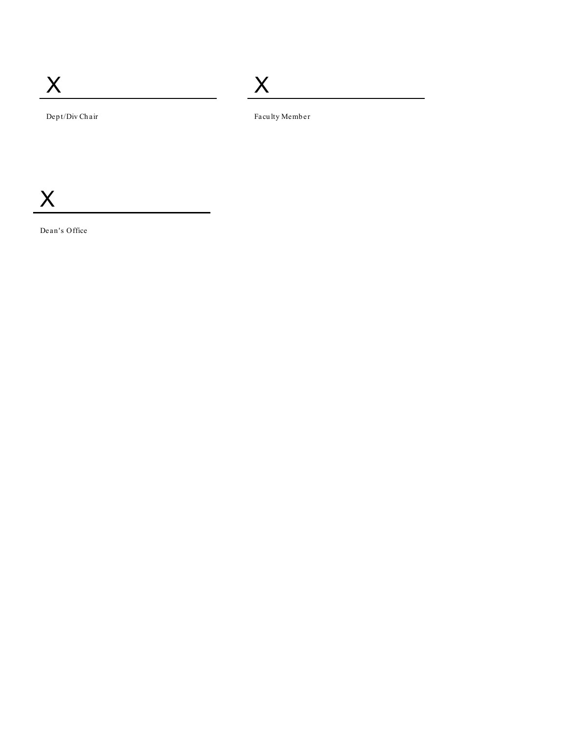X \_\_\_\_\_\_\_\_\_\_\_\_\_\_\_\_\_\_\_\_\_\_\_\_

Dept/Div Chair

X \_\_\_\_\_\_\_\_\_\_\_\_\_\_\_\_\_\_\_\_\_\_\_\_

Faculty Member

X \_\_\_\_\_\_\_\_\_\_\_\_\_\_\_\_\_\_\_\_\_\_\_\_

Dean's Office